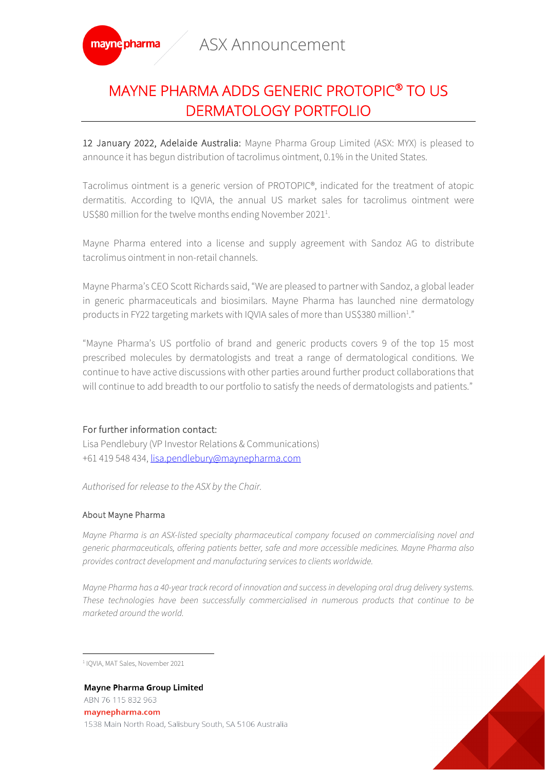ASX Announcement

# MAYNE PHARMA ADDS GENERIC PROTOPIC® TO US DERMATOLOGY PORTFOLIO

**12 January 2022, Adelaide Australia:** Mayne Pharma Group Limited (ASX: MYX) is pleased to announce it has begun distribution of tacrolimus ointment, 0.1% in the United States.

Tacrolimus ointment is a generic version of PROTOPIC®, indicated for the treatment of atopic dermatitis. According to IQVIA, the annual US market sales for tacrolimus ointment were US$80 million for the twelve months ending November 2021[1].

Mayne Pharma entered into a license and supply agreement with Sandoz AG to distribute tacrolimus ointment in non-retail channels.

Mayne Pharma's CEO Scott Richards said, "We are pleased to partner with Sandoz, a global leader in generic pharmaceuticals and biosimilars. Mayne Pharma has launched nine dermatology products in FY22 targeting markets with IQVIA sales of more than US$380 million[1]."

"Mayne Pharma's US portfolio of brand and generic products covers 9 of the top 15 most prescribed molecules by dermatologists and treat a range of dermatological conditions. We continue to have active discussions with other parties around further product collaborations that will continue to add breadth to our portfolio to satisfy the needs of dermatologists and patients."

## For further information contact:

Lisa Pendlebury (VP Investor Relations & Communications)
+61 419 548 434, lisa.pendlebury@maynepharma.com

*Authorised for release to the ASX by the Chair.*

### About Mayne Pharma

*Mayne Pharma is an ASX-listed specialty pharmaceutical company focused on commercialising novel and generic pharmaceuticals, offering patients better, safe and more accessible medicines. Mayne Pharma also provides contract development and manufacturing services to clients worldwide.*

*Mayne Pharma has a 40-year track record of innovation and success in developing oral drug delivery systems. These technologies have been successfully commercialised in numerous products that continue to be marketed around the world.*

[1] IQVIA, MAT Sales, November 2021

**Mayne Pharma Group Limited**
ABN 76 115 832 963
maynepharma.com
1538 Main North Road, Salisbury South, SA 5106 Australia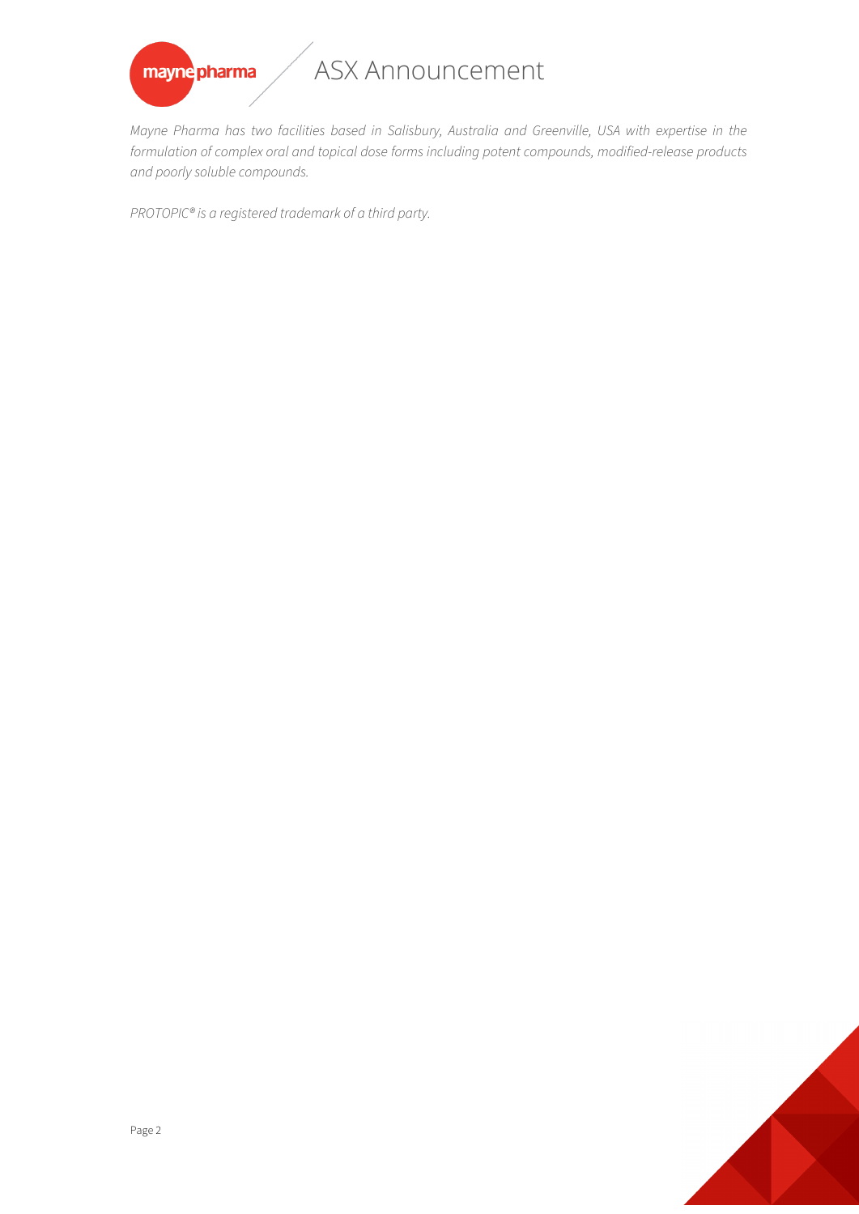*Mayne Pharma has two facilities based in Salisbury, Australia and Greenville, USA with expertise in the formulation of complex oral and topical dose forms including potent compounds, modified-release products and poorly soluble compounds.*

*PROTOPIC® is a registered trademark of a third party.*